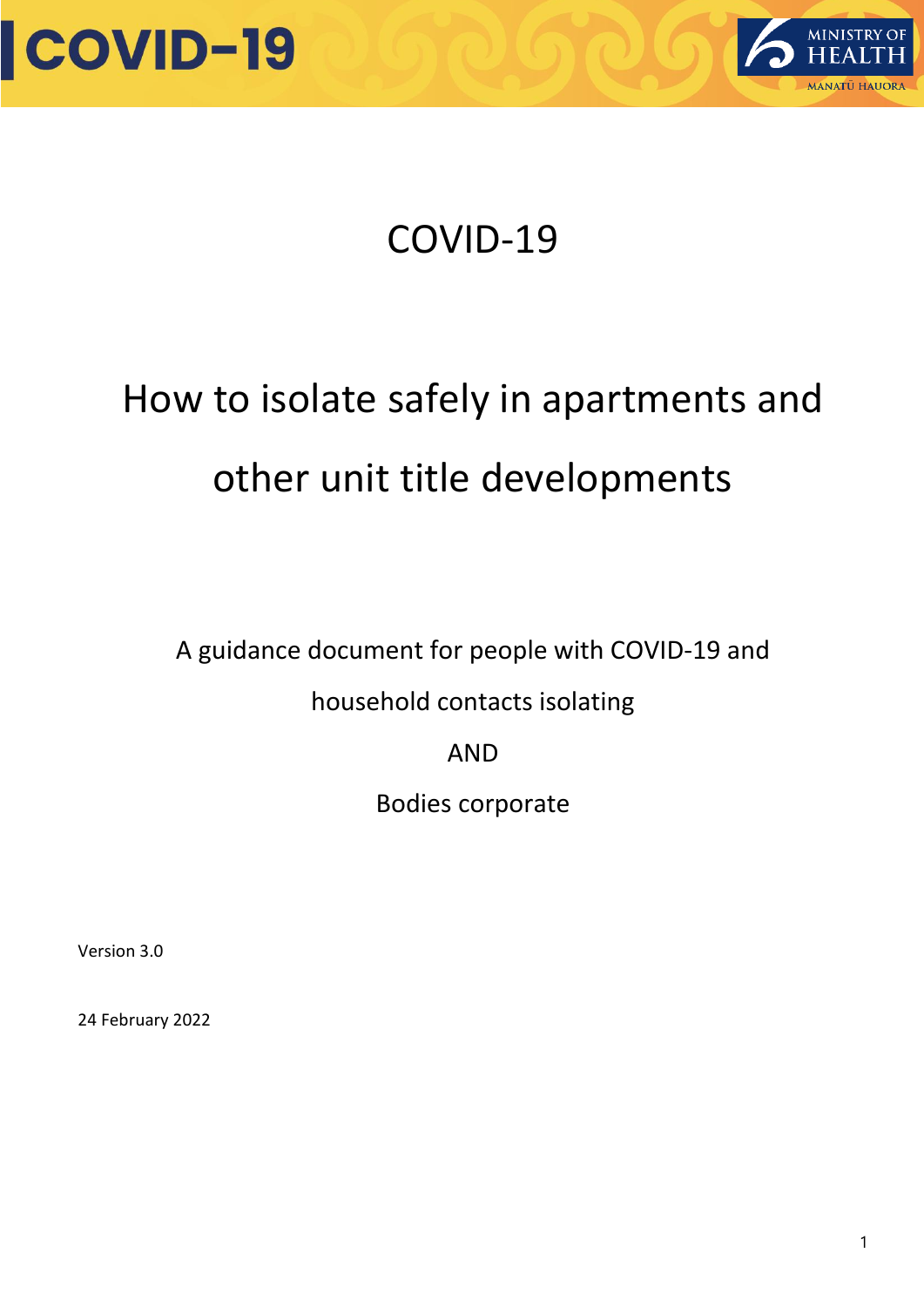# COVID-19

# How to isolate safely in apartments and other unit title developments

A guidance document for people with COVID-19 and household contacts isolating

AND

Bodies corporate

Version 3.0

24 February 2022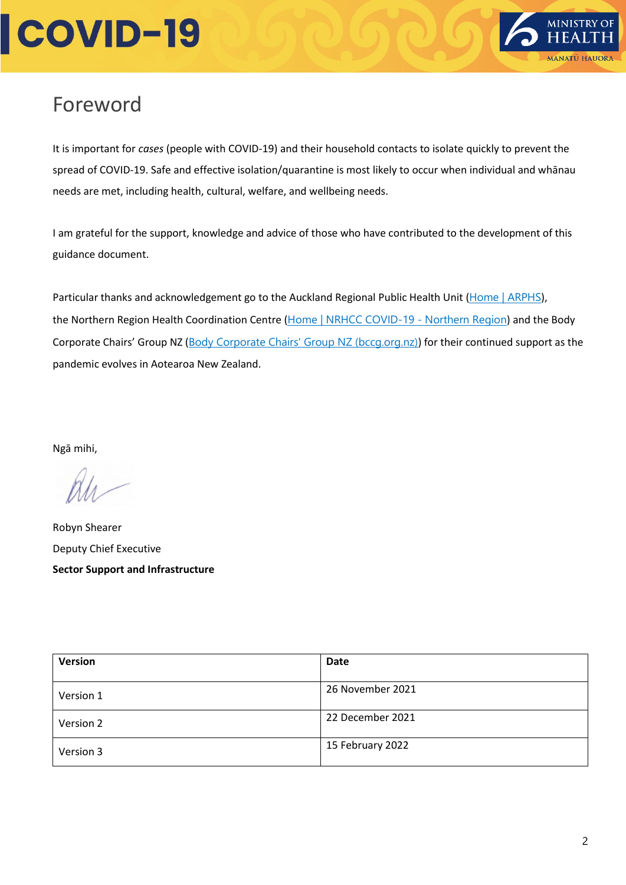# Foreword

It is important for *cases* (people with COVID-19) and their household contacts to isolate quickly to prevent the spread of COVID-19. Safe and effective isolation/quarantine is most likely to occur when individual and whānau needs are met, including health, cultural, welfare, and wellbeing needs.

I am grateful for the support, knowledge and advice of those who have contributed to the development of this guidance document.

Particular thanks and acknowledgement go to the Auckland Regional Public Health Unit (Home | ARPHS), the Northern Region Health Coordination Centre (Home | NRHCC COVID-19 - Northern Region) and the Body Corporate Chairs' Group NZ (Body Corporate Chairs' Group NZ (bccg.org.nz)) for their continued support as the pandemic evolves in Aotearoa New Zealand.

Ngā mihi,

Robyn Shearer
Deputy Chief Executive
**Sector Support and Infrastructure**

| Version | Date |
|---|---|
| Version 1 | 26 November 2021 |
| Version 2 | 22 December 2021 |
| Version 3 | 15 February 2022 |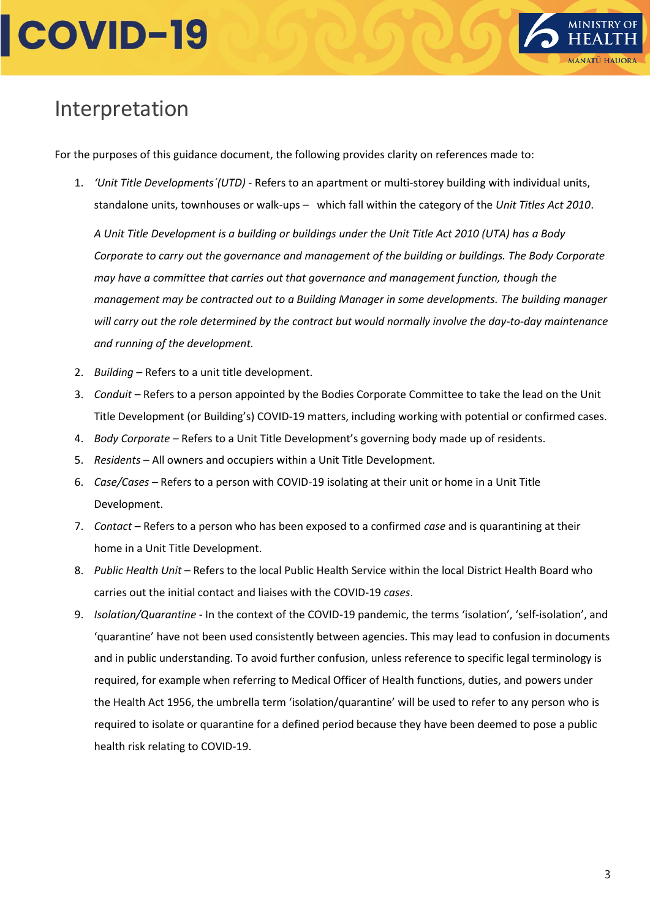# Interpretation

For the purposes of this guidance document, the following provides clarity on references made to:

1. *'Unit Title Developments´(UTD)* - Refers to an apartment or multi-storey building with individual units, standalone units, townhouses or walk-ups – which fall within the category of the *Unit Titles Act 2010*.

   *A Unit Title Development is a building or buildings under the Unit Title Act 2010 (UTA) has a Body Corporate to carry out the governance and management of the building or buildings. The Body Corporate may have a committee that carries out that governance and management function, though the management may be contracted out to a Building Manager in some developments. The building manager will carry out the role determined by the contract but would normally involve the day-to-day maintenance and running of the development.*

2. *Building* – Refers to a unit title development.
3. *Conduit* – Refers to a person appointed by the Bodies Corporate Committee to take the lead on the Unit Title Development (or Building's) COVID-19 matters, including working with potential or confirmed cases.
4. *Body Corporate* – Refers to a Unit Title Development's governing body made up of residents.
5. *Residents* – All owners and occupiers within a Unit Title Development.
6. *Case/Cases* – Refers to a person with COVID-19 isolating at their unit or home in a Unit Title Development.
7. *Contact* – Refers to a person who has been exposed to a confirmed *case* and is quarantining at their home in a Unit Title Development.
8. *Public Health Unit* – Refers to the local Public Health Service within the local District Health Board who carries out the initial contact and liaises with the COVID-19 *cases*.
9. *Isolation/Quarantine* - In the context of the COVID-19 pandemic, the terms 'isolation', 'self-isolation', and 'quarantine' have not been used consistently between agencies. This may lead to confusion in documents and in public understanding. To avoid further confusion, unless reference to specific legal terminology is required, for example when referring to Medical Officer of Health functions, duties, and powers under the Health Act 1956, the umbrella term 'isolation/quarantine' will be used to refer to any person who is required to isolate or quarantine for a defined period because they have been deemed to pose a public health risk relating to COVID-19.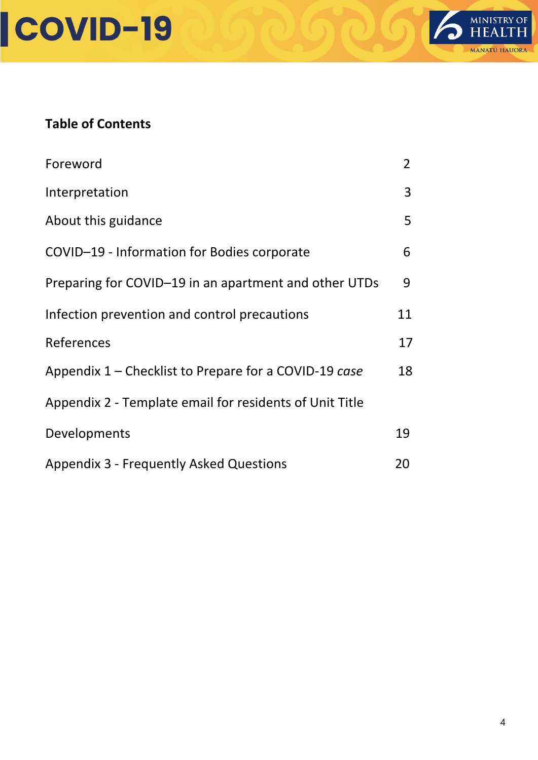**Table of Contents**

| | |
|---|---|
| Foreword | 2 |
| Interpretation | 3 |
| About this guidance | 5 |
| COVID–19 - Information for Bodies corporate | 6 |
| Preparing for COVID–19 in an apartment and other UTDs | 9 |
| Infection prevention and control precautions | 11 |
| References | 17 |
| Appendix 1 – Checklist to Prepare for a COVID-19 *case* | 18 |
| Appendix 2 - Template email for residents of Unit Title Developments | 19 |
| Appendix 3 - Frequently Asked Questions | 20 |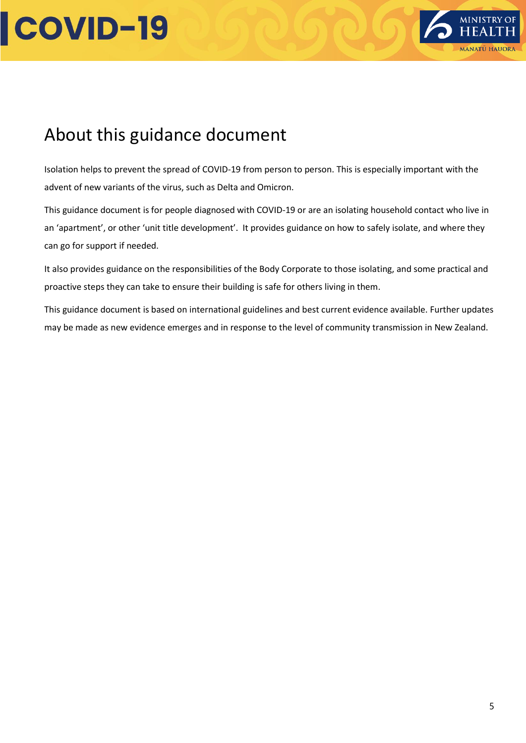# About this guidance document

Isolation helps to prevent the spread of COVID-19 from person to person. This is especially important with the advent of new variants of the virus, such as Delta and Omicron.

This guidance document is for people diagnosed with COVID-19 or are an isolating household contact who live in an 'apartment', or other 'unit title development'. It provides guidance on how to safely isolate, and where they can go for support if needed.

It also provides guidance on the responsibilities of the Body Corporate to those isolating, and some practical and proactive steps they can take to ensure their building is safe for others living in them.

This guidance document is based on international guidelines and best current evidence available. Further updates may be made as new evidence emerges and in response to the level of community transmission in New Zealand.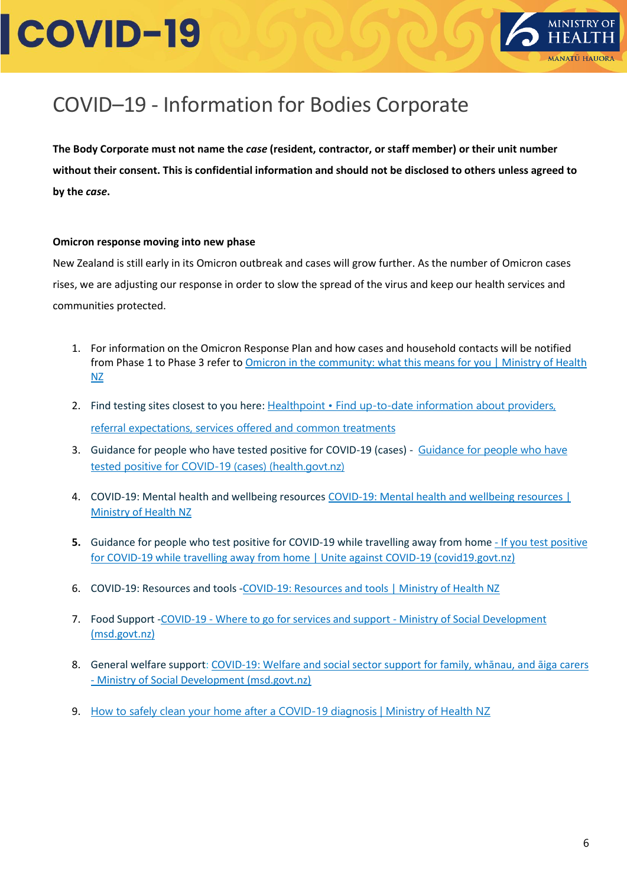# COVID–19 - Information for Bodies Corporate

**The Body Corporate must not name the *case* (resident, contractor, or staff member) or their unit number without their consent. This is confidential information and should not be disclosed to others unless agreed to by the *case*.**

**Omicron response moving into new phase**

New Zealand is still early in its Omicron outbreak and cases will grow further. As the number of Omicron cases rises, we are adjusting our response in order to slow the spread of the virus and keep our health services and communities protected.

1. For information on the Omicron Response Plan and how cases and household contacts will be notified from Phase 1 to Phase 3 refer to Omicron in the community: what this means for you | Ministry of Health NZ
2. Find testing sites closest to you here: Healthpoint • Find up-to-date information about providers, referral expectations, services offered and common treatments
3. Guidance for people who have tested positive for COVID-19 (cases) - Guidance for people who have tested positive for COVID-19 (cases) (health.govt.nz)
4. COVID-19: Mental health and wellbeing resources COVID-19: Mental health and wellbeing resources | Ministry of Health NZ
5. Guidance for people who test positive for COVID-19 while travelling away from home - If you test positive for COVID-19 while travelling away from home | Unite against COVID-19 (covid19.govt.nz)
6. COVID-19: Resources and tools -COVID-19: Resources and tools | Ministry of Health NZ
7. Food Support -COVID-19 - Where to go for services and support - Ministry of Social Development (msd.govt.nz)
8. General welfare support: COVID-19: Welfare and social sector support for family, whānau, and āiga carers - Ministry of Social Development (msd.govt.nz)
9. How to safely clean your home after a COVID-19 diagnosis | Ministry of Health NZ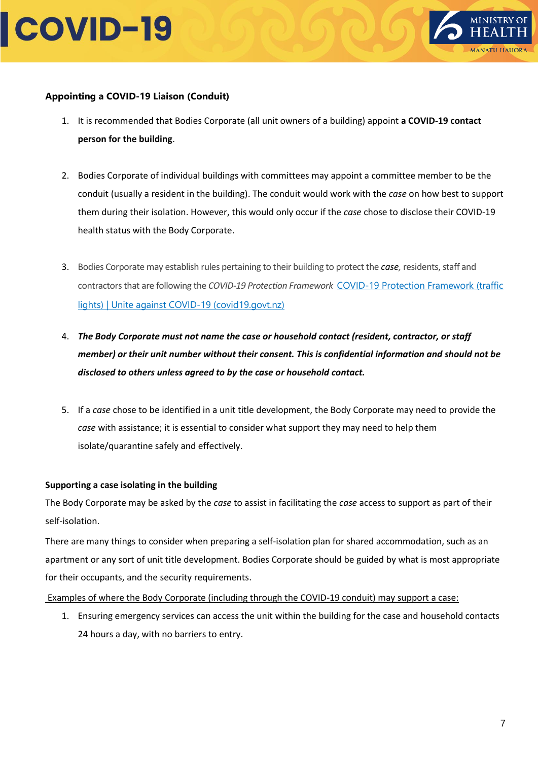**Appointing a COVID-19 Liaison (Conduit)**

1. It is recommended that Bodies Corporate (all unit owners of a building) appoint **a COVID-19 contact person for the building**.

2. Bodies Corporate of individual buildings with committees may appoint a committee member to be the conduit (usually a resident in the building). The conduit would work with the *case* on how best to support them during their isolation. However, this would only occur if the *case* chose to disclose their COVID-19 health status with the Body Corporate.

3. Bodies Corporate may establish rules pertaining to their building to protect the ***case***, residents, staff and contractors that are following the *COVID-19 Protection Framework* [COVID-19 Protection Framework (traffic lights) | Unite against COVID-19 (covid19.govt.nz)](https://covid19.govt.nz)

4. ***The Body Corporate must not name the case or household contact (resident, contractor, or staff member) or their unit number without their consent. This is confidential information and should not be disclosed to others unless agreed to by the case or household contact.***

5. If a *case* chose to be identified in a unit title development, the Body Corporate may need to provide the *case* with assistance; it is essential to consider what support they may need to help them isolate/quarantine safely and effectively.

**Supporting a case isolating in the building**

The Body Corporate may be asked by the *case* to assist in facilitating the *case* access to support as part of their self-isolation.

There are many things to consider when preparing a self-isolation plan for shared accommodation, such as an apartment or any sort of unit title development. Bodies Corporate should be guided by what is most appropriate for their occupants, and the security requirements.

<u>Examples of where the Body Corporate (including through the COVID-19 conduit) may support a case:</u>

1. Ensuring emergency services can access the unit within the building for the case and household contacts 24 hours a day, with no barriers to entry.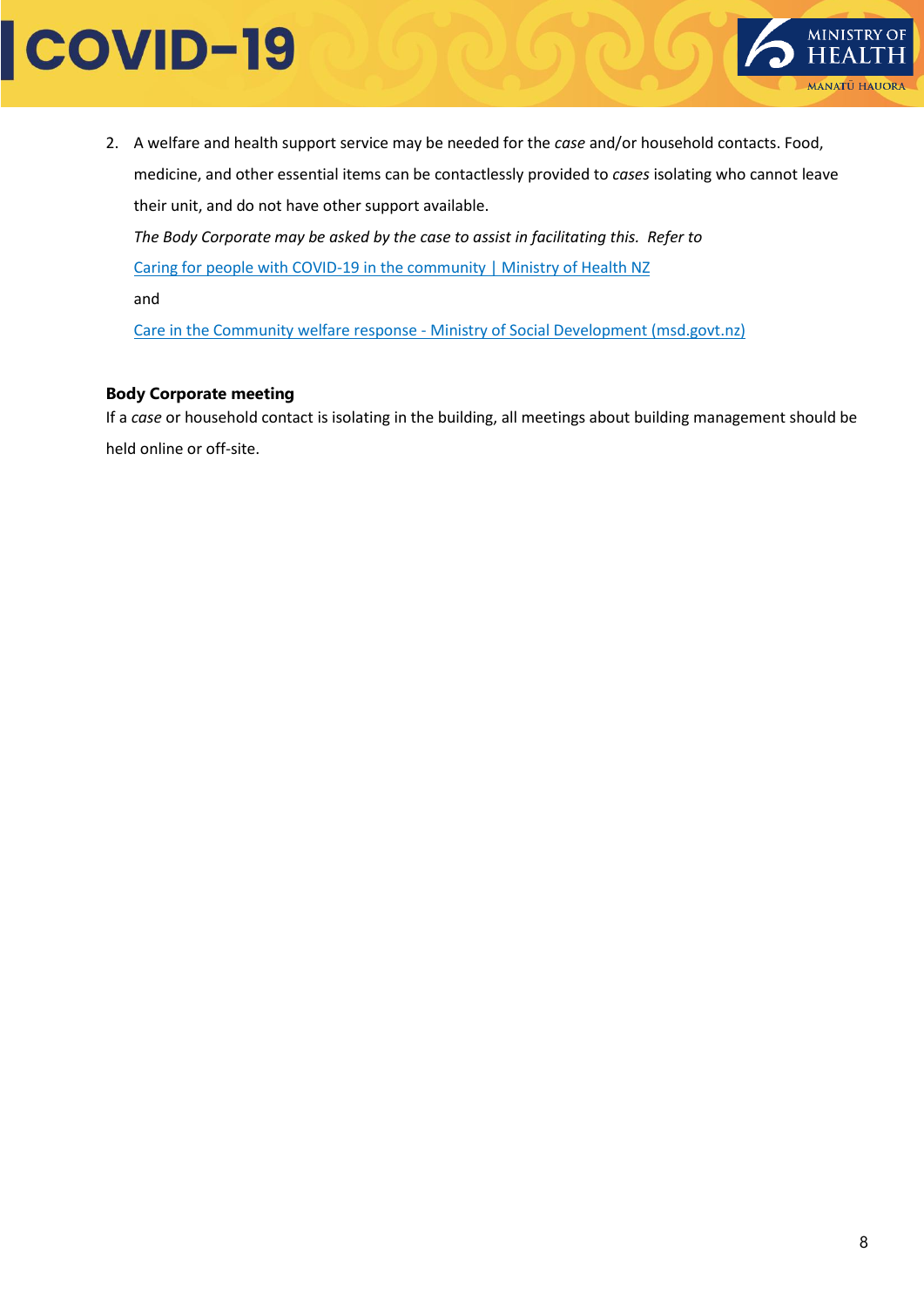2. A welfare and health support service may be needed for the *case* and/or household contacts. Food, medicine, and other essential items can be contactlessly provided to *cases* isolating who cannot leave their unit, and do not have other support available.

   *The Body Corporate may be asked by the case to assist in facilitating this. Refer to*

   [Caring for people with COVID-19 in the community | Ministry of Health NZ]

   and

   [Care in the Community welfare response - Ministry of Social Development (msd.govt.nz)]

**Body Corporate meeting**

If a *case* or household contact is isolating in the building, all meetings about building management should be held online or off-site.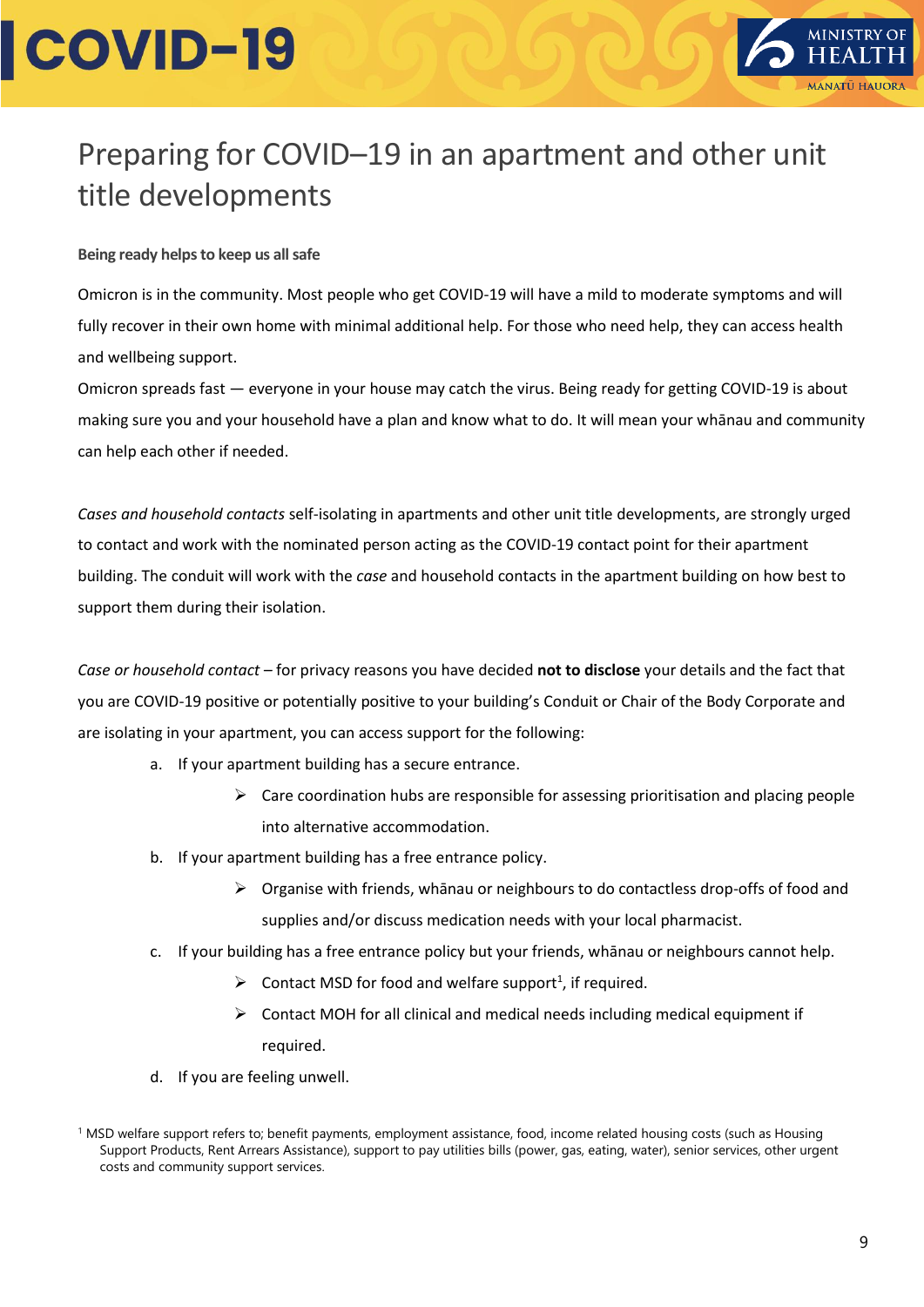# Preparing for COVID–19 in an apartment and other unit title developments

**Being ready helps to keep us all safe**

Omicron is in the community. Most people who get COVID-19 will have a mild to moderate symptoms and will fully recover in their own home with minimal additional help. For those who need help, they can access health and wellbeing support.

Omicron spreads fast — everyone in your house may catch the virus. Being ready for getting COVID-19 is about making sure you and your household have a plan and know what to do. It will mean your whānau and community can help each other if needed.

*Cases and household contacts* self-isolating in apartments and other unit title developments, are strongly urged to contact and work with the nominated person acting as the COVID-19 contact point for their apartment building. The conduit will work with the *case* and household contacts in the apartment building on how best to support them during their isolation.

*Case or household contact* – for privacy reasons you have decided **not to disclose** your details and the fact that you are COVID-19 positive or potentially positive to your building's Conduit or Chair of the Body Corporate and are isolating in your apartment, you can access support for the following:

a. If your apartment building has a secure entrance.
   - Care coordination hubs are responsible for assessing prioritisation and placing people into alternative accommodation.
b. If your apartment building has a free entrance policy.
   - Organise with friends, whānau or neighbours to do contactless drop-offs of food and supplies and/or discuss medication needs with your local pharmacist.
c. If your building has a free entrance policy but your friends, whānau or neighbours cannot help.
   - Contact MSD for food and welfare support[1], if required.
   - Contact MOH for all clinical and medical needs including medical equipment if required.
d. If you are feeling unwell.

[1] MSD welfare support refers to; benefit payments, employment assistance, food, income related housing costs (such as Housing Support Products, Rent Arrears Assistance), support to pay utilities bills (power, gas, eating, water), senior services, other urgent costs and community support services.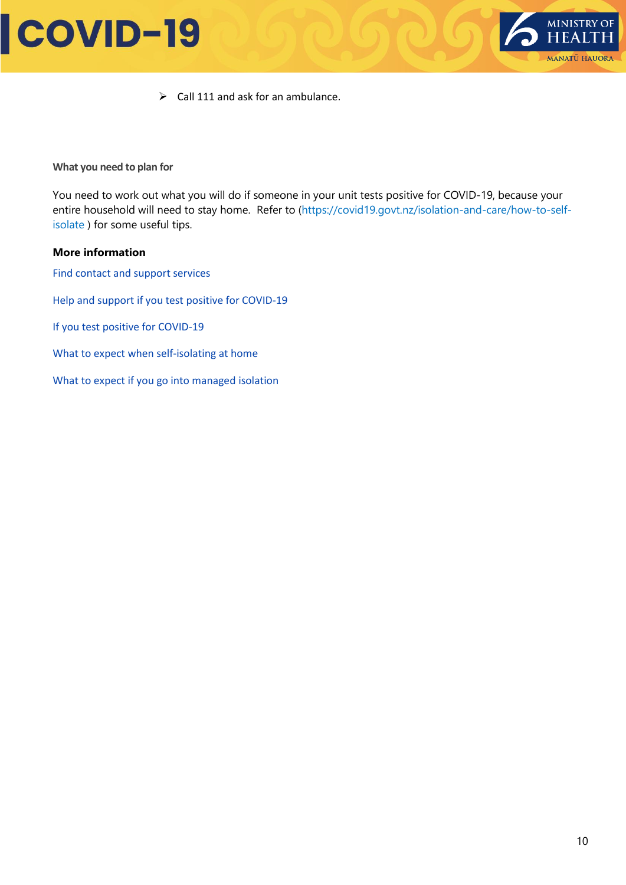- Call 111 and ask for an ambulance.

**What you need to plan for**

You need to work out what you will do if someone in your unit tests positive for COVID-19, because your entire household will need to stay home. Refer to (https://covid19.govt.nz/isolation-and-care/how-to-self-isolate ) for some useful tips.

**More information**

Find contact and support services

Help and support if you test positive for COVID-19

If you test positive for COVID-19

What to expect when self-isolating at home

What to expect if you go into managed isolation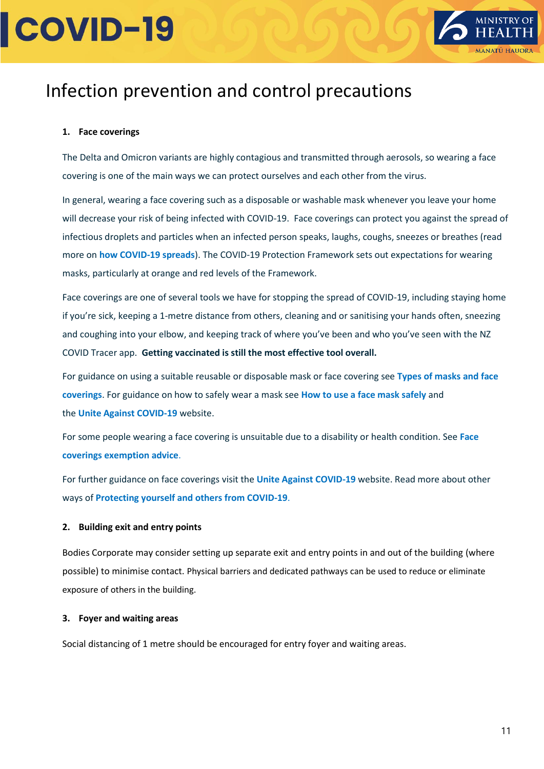# Infection prevention and control precautions

## 1. Face coverings

The Delta and Omicron variants are highly contagious and transmitted through aerosols, so wearing a face covering is one of the main ways we can protect ourselves and each other from the virus.

In general, wearing a face covering such as a disposable or washable mask whenever you leave your home will decrease your risk of being infected with COVID-19. Face coverings can protect you against the spread of infectious droplets and particles when an infected person speaks, laughs, coughs, sneezes or breathes (read more on **how COVID-19 spreads**). The COVID-19 Protection Framework sets out expectations for wearing masks, particularly at orange and red levels of the Framework.

Face coverings are one of several tools we have for stopping the spread of COVID-19, including staying home if you're sick, keeping a 1-metre distance from others, cleaning and or sanitising your hands often, sneezing and coughing into your elbow, and keeping track of where you've been and who you've seen with the NZ COVID Tracer app. **Getting vaccinated is still the most effective tool overall.**

For guidance on using a suitable reusable or disposable mask or face covering see **Types of masks and face coverings**. For guidance on how to safely wear a mask see **How to use a face mask safely** and the **Unite Against COVID-19** website.

For some people wearing a face covering is unsuitable due to a disability or health condition. See **Face coverings exemption advice**.

For further guidance on face coverings visit the **Unite Against COVID-19** website. Read more about other ways of **Protecting yourself and others from COVID-19**.

## 2. Building exit and entry points

Bodies Corporate may consider setting up separate exit and entry points in and out of the building (where possible) to minimise contact. Physical barriers and dedicated pathways can be used to reduce or eliminate exposure of others in the building.

## 3. Foyer and waiting areas

Social distancing of 1 metre should be encouraged for entry foyer and waiting areas.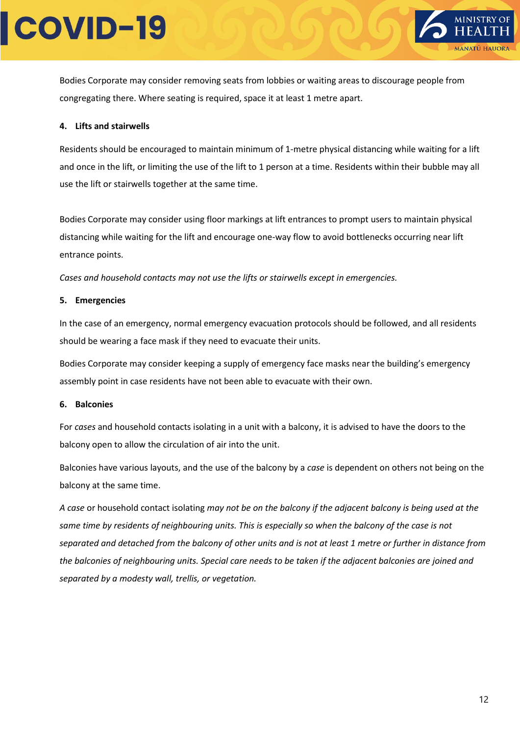Bodies Corporate may consider removing seats from lobbies or waiting areas to discourage people from congregating there. Where seating is required, space it at least 1 metre apart.

#### 4. Lifts and stairwells

Residents should be encouraged to maintain minimum of 1-metre physical distancing while waiting for a lift and once in the lift, or limiting the use of the lift to 1 person at a time. Residents within their bubble may all use the lift or stairwells together at the same time.

Bodies Corporate may consider using floor markings at lift entrances to prompt users to maintain physical distancing while waiting for the lift and encourage one-way flow to avoid bottlenecks occurring near lift entrance points.

*Cases and household contacts may not use the lifts or stairwells except in emergencies.*

#### 5. Emergencies

In the case of an emergency, normal emergency evacuation protocols should be followed, and all residents should be wearing a face mask if they need to evacuate their units.

Bodies Corporate may consider keeping a supply of emergency face masks near the building's emergency assembly point in case residents have not been able to evacuate with their own.

#### 6. Balconies

For *cases* and household contacts isolating in a unit with a balcony, it is advised to have the doors to the balcony open to allow the circulation of air into the unit.

Balconies have various layouts, and the use of the balcony by a *case* is dependent on others not being on the balcony at the same time.

*A case* or household contact isolating *may not be on the balcony if the adjacent balcony is being used at the same time by residents of neighbouring units. This is especially so when the balcony of the case is not separated and detached from the balcony of other units and is not at least 1 metre or further in distance from the balconies of neighbouring units. Special care needs to be taken if the adjacent balconies are joined and separated by a modesty wall, trellis, or vegetation.*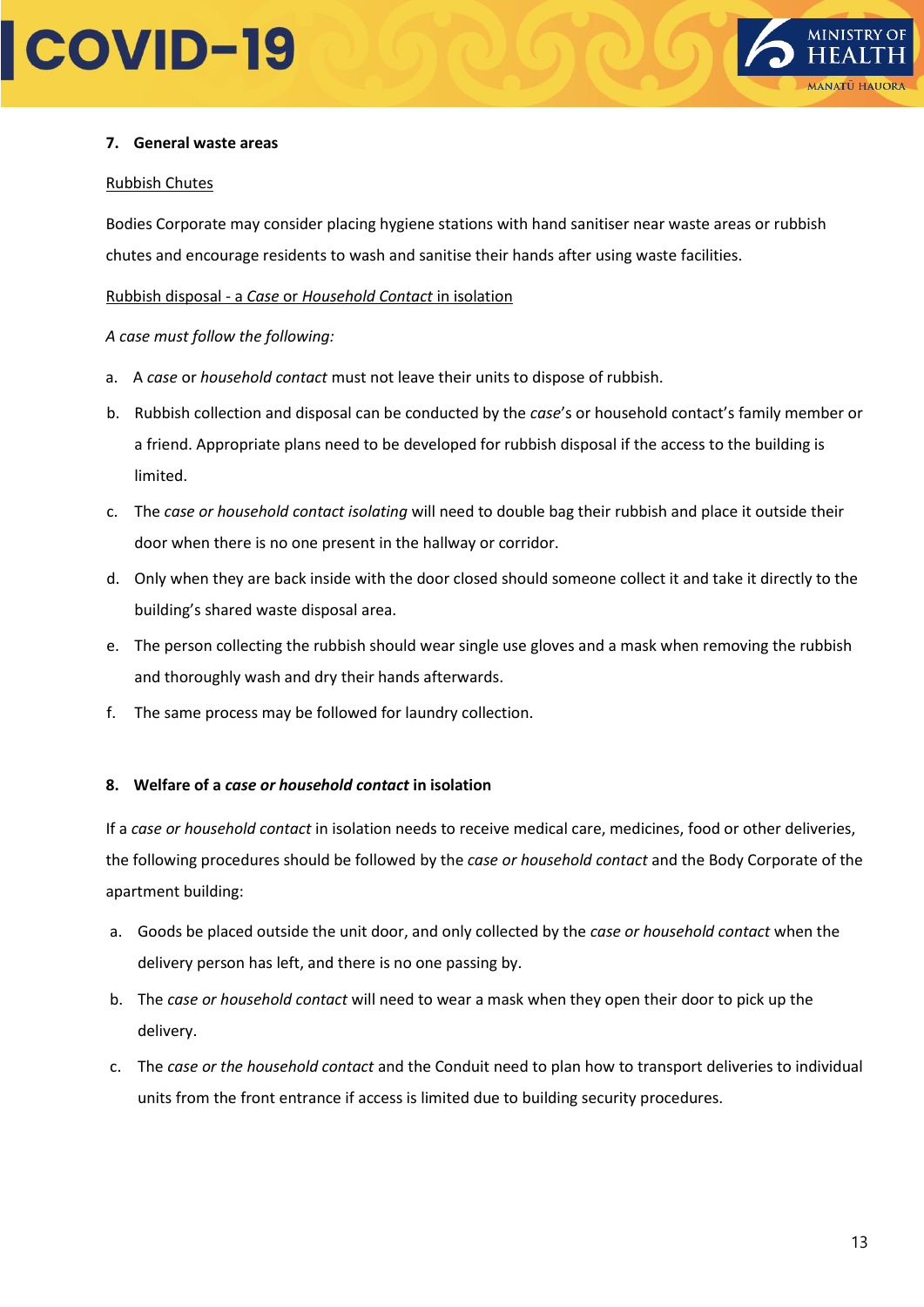## 7. General waste areas

Rubbish Chutes

Bodies Corporate may consider placing hygiene stations with hand sanitiser near waste areas or rubbish chutes and encourage residents to wash and sanitise their hands after using waste facilities.

Rubbish disposal - a *Case* or *Household Contact* in isolation

*A case must follow the following:*

a. A *case* or *household contact* must not leave their units to dispose of rubbish.

b. Rubbish collection and disposal can be conducted by the *case*'s or household contact's family member or a friend. Appropriate plans need to be developed for rubbish disposal if the access to the building is limited.

c. The *case or household contact isolating* will need to double bag their rubbish and place it outside their door when there is no one present in the hallway or corridor.

d. Only when they are back inside with the door closed should someone collect it and take it directly to the building's shared waste disposal area.

e. The person collecting the rubbish should wear single use gloves and a mask when removing the rubbish and thoroughly wash and dry their hands afterwards.

f. The same process may be followed for laundry collection.

## 8. Welfare of a *case or household contact* in isolation

If a *case or household contact* in isolation needs to receive medical care, medicines, food or other deliveries, the following procedures should be followed by the *case or household contact* and the Body Corporate of the apartment building:

a. Goods be placed outside the unit door, and only collected by the *case or household contact* when the delivery person has left, and there is no one passing by.

b. The *case or household contact* will need to wear a mask when they open their door to pick up the delivery.

c. The *case or the household contact* and the Conduit need to plan how to transport deliveries to individual units from the front entrance if access is limited due to building security procedures.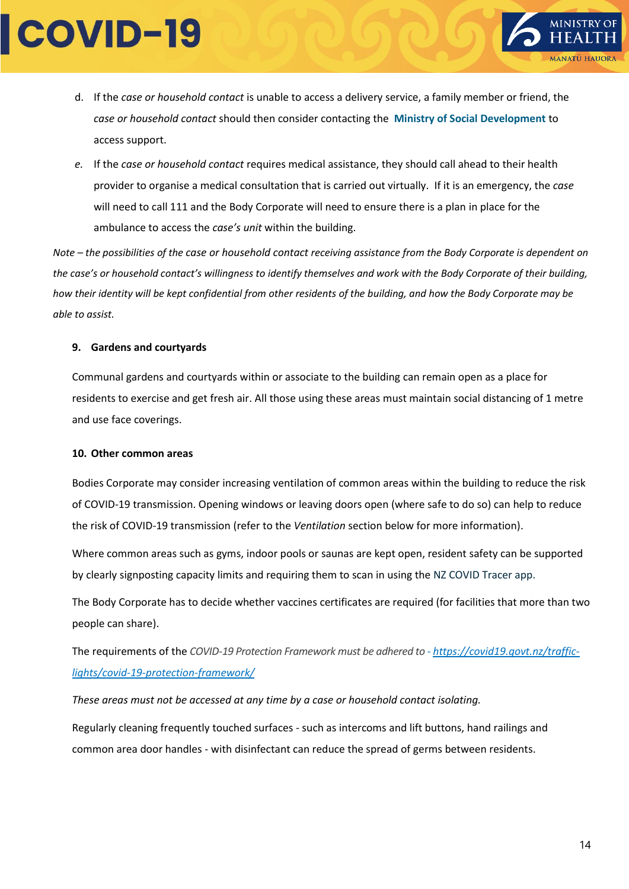d. If the *case or household contact* is unable to access a delivery service, a family member or friend, the *case or household contact* should then consider contacting the **Ministry of Social Development** to access support.

*e.* If the *case or household contact* requires medical assistance, they should call ahead to their health provider to organise a medical consultation that is carried out virtually. If it is an emergency, the *case* will need to call 111 and the Body Corporate will need to ensure there is a plan in place for the ambulance to access the *case's unit* within the building.

*Note – the possibilities of the case or household contact receiving assistance from the Body Corporate is dependent on the case's or household contact's willingness to identify themselves and work with the Body Corporate of their building, how their identity will be kept confidential from other residents of the building, and how the Body Corporate may be able to assist.*

### 9. Gardens and courtyards

Communal gardens and courtyards within or associate to the building can remain open as a place for residents to exercise and get fresh air. All those using these areas must maintain social distancing of 1 metre and use face coverings.

### 10. Other common areas

Bodies Corporate may consider increasing ventilation of common areas within the building to reduce the risk of COVID-19 transmission. Opening windows or leaving doors open (where safe to do so) can help to reduce the risk of COVID-19 transmission (refer to the *Ventilation* section below for more information).

Where common areas such as gyms, indoor pools or saunas are kept open, resident safety can be supported by clearly signposting capacity limits and requiring them to scan in using the NZ COVID Tracer app.

The Body Corporate has to decide whether vaccines certificates are required (for facilities that more than two people can share).

The requirements of the *COVID-19 Protection Framework must be adhered to - https://covid19.govt.nz/traffic-lights/covid-19-protection-framework/*

*These areas must not be accessed at any time by a case or household contact isolating.*

Regularly cleaning frequently touched surfaces - such as intercoms and lift buttons, hand railings and common area door handles - with disinfectant can reduce the spread of germs between residents.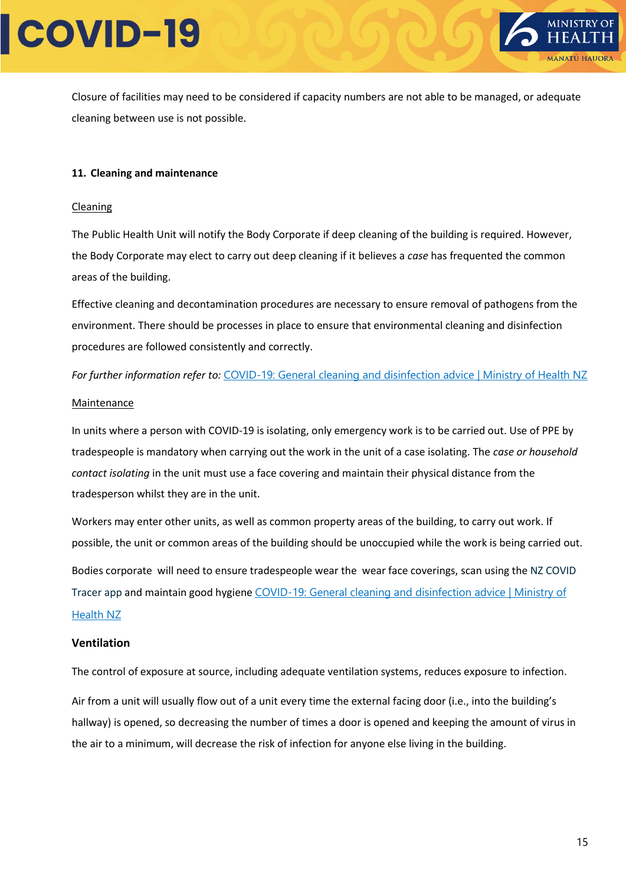Closure of facilities may need to be considered if capacity numbers are not able to be managed, or adequate cleaning between use is not possible.

## 11. Cleaning and maintenance

### Cleaning

The Public Health Unit will notify the Body Corporate if deep cleaning of the building is required. However, the Body Corporate may elect to carry out deep cleaning if it believes a *case* has frequented the common areas of the building.

Effective cleaning and decontamination procedures are necessary to ensure removal of pathogens from the environment. There should be processes in place to ensure that environmental cleaning and disinfection procedures are followed consistently and correctly.

*For further information refer to:* COVID-19: General cleaning and disinfection advice | Ministry of Health NZ

### Maintenance

In units where a person with COVID-19 is isolating, only emergency work is to be carried out. Use of PPE by tradespeople is mandatory when carrying out the work in the unit of a case isolating. The *case or household contact isolating* in the unit must use a face covering and maintain their physical distance from the tradesperson whilst they are in the unit.

Workers may enter other units, as well as common property areas of the building, to carry out work. If possible, the unit or common areas of the building should be unoccupied while the work is being carried out.

Bodies corporate will need to ensure tradespeople wear the wear face coverings, scan using the NZ COVID Tracer app and maintain good hygiene COVID-19: General cleaning and disinfection advice | Ministry of Health NZ

### Ventilation

The control of exposure at source, including adequate ventilation systems, reduces exposure to infection.

Air from a unit will usually flow out of a unit every time the external facing door (i.e., into the building's hallway) is opened, so decreasing the number of times a door is opened and keeping the amount of virus in the air to a minimum, will decrease the risk of infection for anyone else living in the building.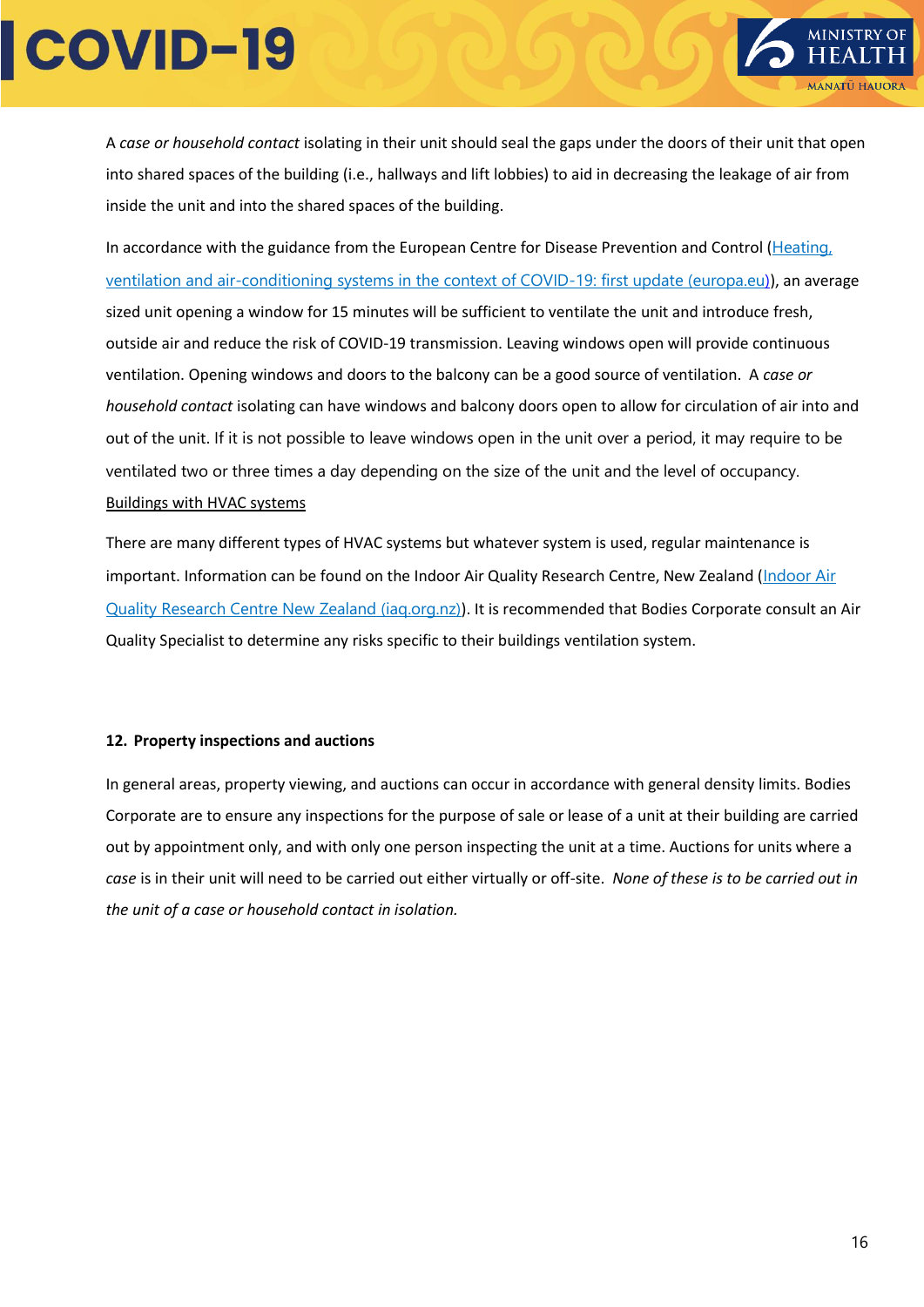A *case or household contact* isolating in their unit should seal the gaps under the doors of their unit that open into shared spaces of the building (i.e., hallways and lift lobbies) to aid in decreasing the leakage of air from inside the unit and into the shared spaces of the building.

In accordance with the guidance from the European Centre for Disease Prevention and Control ([Heating, ventilation and air-conditioning systems in the context of COVID-19: first update (europa.eu)]()), an average sized unit opening a window for 15 minutes will be sufficient to ventilate the unit and introduce fresh, outside air and reduce the risk of COVID-19 transmission. Leaving windows open will provide continuous ventilation. Opening windows and doors to the balcony can be a good source of ventilation. A *case or household contact* isolating can have windows and balcony doors open to allow for circulation of air into and out of the unit. If it is not possible to leave windows open in the unit over a period, it may require to be ventilated two or three times a day depending on the size of the unit and the level of occupancy.

<u>Buildings with HVAC systems</u>

There are many different types of HVAC systems but whatever system is used, regular maintenance is important. Information can be found on the Indoor Air Quality Research Centre, New Zealand ([Indoor Air Quality Research Centre New Zealand (iaq.org.nz)]()). It is recommended that Bodies Corporate consult an Air Quality Specialist to determine any risks specific to their buildings ventilation system.

**12. Property inspections and auctions**

In general areas, property viewing, and auctions can occur in accordance with general density limits. Bodies Corporate are to ensure any inspections for the purpose of sale or lease of a unit at their building are carried out by appointment only, and with only one person inspecting the unit at a time. Auctions for units where a *case* is in their unit will need to be carried out either virtually or off-site. *None of these is to be carried out in the unit of a case or household contact in isolation.*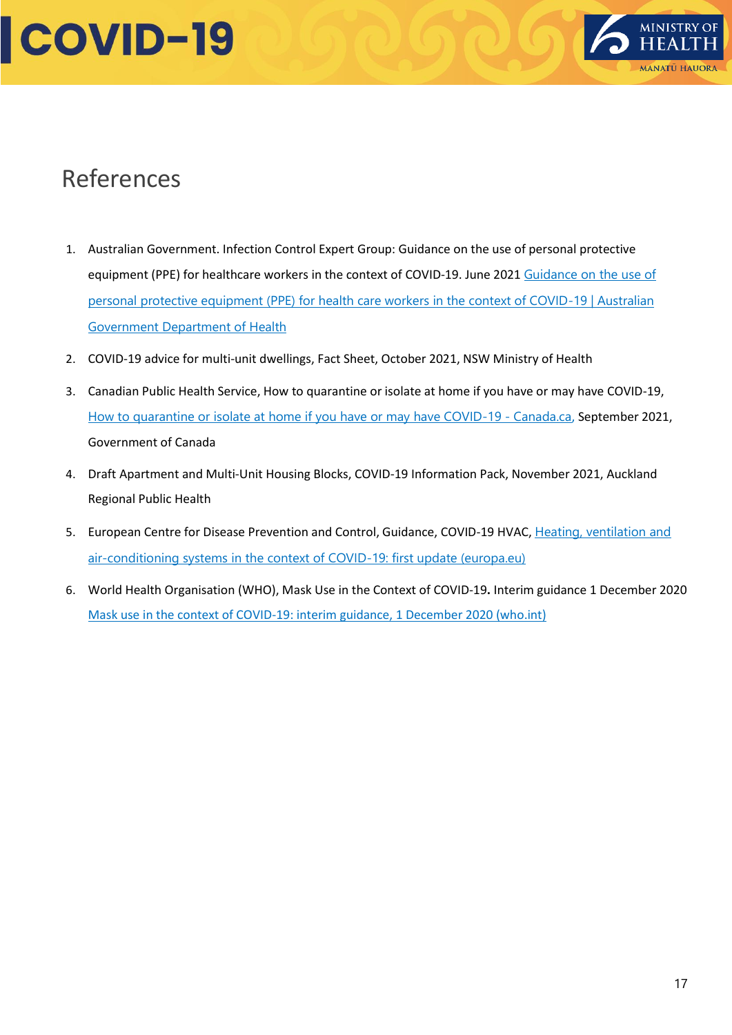# References

1. Australian Government. Infection Control Expert Group: Guidance on the use of personal protective equipment (PPE) for healthcare workers in the context of COVID-19. June 2021 Guidance on the use of personal protective equipment (PPE) for health care workers in the context of COVID-19 | Australian Government Department of Health
2. COVID-19 advice for multi-unit dwellings, Fact Sheet, October 2021, NSW Ministry of Health
3. Canadian Public Health Service, How to quarantine or isolate at home if you have or may have COVID-19, How to quarantine or isolate at home if you have or may have COVID-19 - Canada.ca, September 2021, Government of Canada
4. Draft Apartment and Multi-Unit Housing Blocks, COVID-19 Information Pack, November 2021, Auckland Regional Public Health
5. European Centre for Disease Prevention and Control, Guidance, COVID-19 HVAC, Heating, ventilation and air-conditioning systems in the context of COVID-19: first update (europa.eu)
6. World Health Organisation (WHO), Mask Use in the Context of COVID-19**.** Interim guidance 1 December 2020 Mask use in the context of COVID-19: interim guidance, 1 December 2020 (who.int)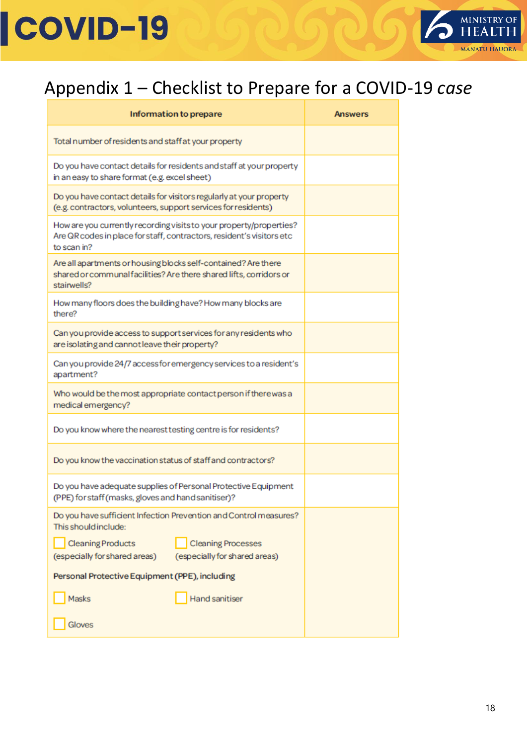# Appendix 1 – Checklist to Prepare for a COVID-19 *case*

| Information to prepare | Answers |
|---|---|
| Total number of residents and staff at your property | |
| Do you have contact details for residents and staff at your property in an easy to share format (e.g. excel sheet) | |
| Do you have contact details for visitors regularly at your property (e.g. contractors, volunteers, support services for residents) | |
| How are you currently recording visits to your property/properties? Are QR codes in place for staff, contractors, resident's visitors etc to scan in? | |
| Are all apartments or housing blocks self-contained? Are there shared or communal facilities? Are there shared lifts, corridors or stairwells? | |
| How many floors does the building have? How many blocks are there? | |
| Can you provide access to support services for any residents who are isolating and cannot leave their property? | |
| Can you provide 24/7 access for emergency services to a resident's apartment? | |
| Who would be the most appropriate contact person if there was a medical emergency? | |
| Do you know where the nearest testing centre is for residents? | |
| Do you know the vaccination status of staff and contractors? | |
| Do you have adequate supplies of Personal Protective Equipment (PPE) for staff (masks, gloves and hand sanitiser)? | |
| Do you have sufficient Infection Prevention and Control measures? This should include: ☐ Cleaning Products (especially for shared areas) ☐ Cleaning Processes (especially for shared areas) **Personal Protective Equipment (PPE), including** ☐ Masks ☐ Hand sanitiser ☐ Gloves | |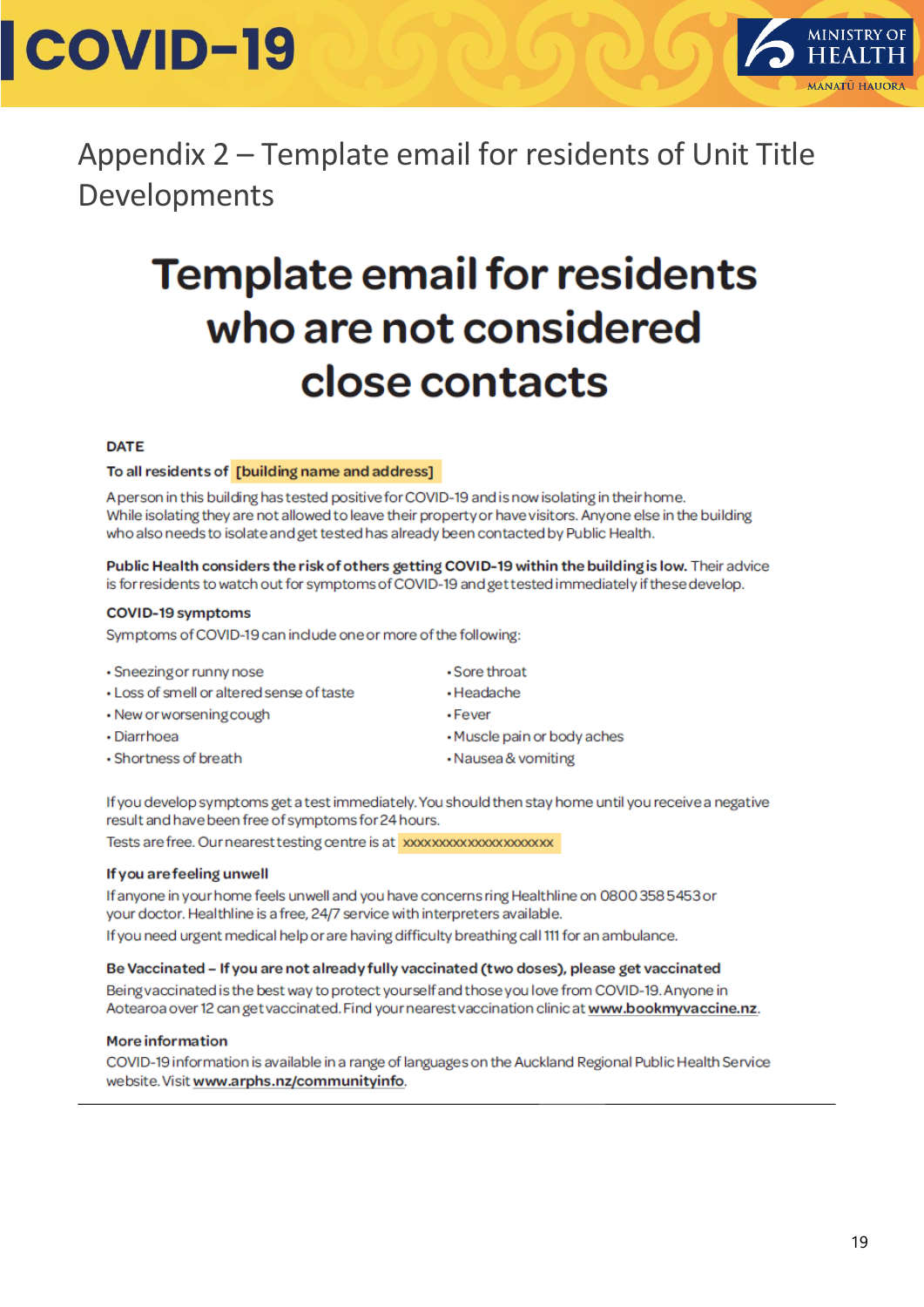## Appendix 2 – Template email for residents of Unit Title Developments

# Template email for residents who are not considered close contacts

**DATE**

**To all residents of [building name and address]**

A person in this building has tested positive for COVID-19 and is now isolating in their home. While isolating they are not allowed to leave their property or have visitors. Anyone else in the building who also needs to isolate and get tested has already been contacted by Public Health.

**Public Health considers the risk of others getting COVID-19 within the building is low.** Their advice is for residents to watch out for symptoms of COVID-19 and get tested immediately if these develop.

**COVID-19 symptoms**

Symptoms of COVID-19 can include one or more of the following:

- Sneezing or runny nose
- Loss of smell or altered sense of taste
- New or worsening cough
- Diarrhoea
- Shortness of breath
- Sore throat
- Headache
- Fever
- Muscle pain or body aches
- Nausea & vomiting

If you develop symptoms get a test immediately. You should then stay home until you receive a negative result and have been free of symptoms for 24 hours.

Tests are free. Our nearest testing centre is at xxxxxxxxxxxxxxxxxxxxx

**If you are feeling unwell**

If anyone in your home feels unwell and you have concerns ring Healthline on 0800 358 5453 or your doctor. Healthline is a free, 24/7 service with interpreters available.

If you need urgent medical help or are having difficulty breathing call 111 for an ambulance.

**Be Vaccinated – If you are not already fully vaccinated (two doses), please get vaccinated**

Being vaccinated is the best way to protect yourself and those you love from COVID-19. Anyone in Aotearoa over 12 can get vaccinated. Find your nearest vaccination clinic at **www.bookmyvaccine.nz**.

**More information**

COVID-19 information is available in a range of languages on the Auckland Regional Public Health Service website. Visit **www.arphs.nz/communityinfo**.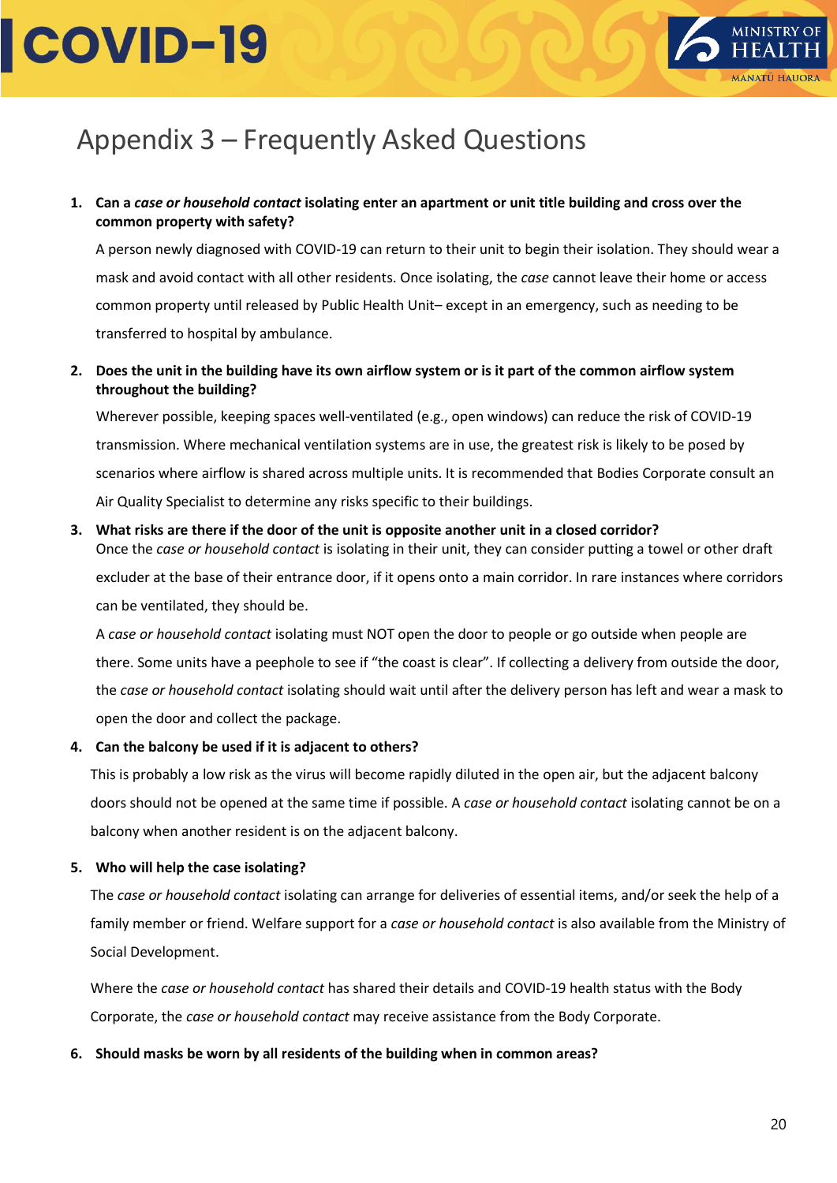# Appendix 3 – Frequently Asked Questions

1. **Can a *case or household contact* isolating enter an apartment or unit title building and cross over the common property with safety?**

   A person newly diagnosed with COVID-19 can return to their unit to begin their isolation. They should wear a mask and avoid contact with all other residents. Once isolating, the *case* cannot leave their home or access common property until released by Public Health Unit– except in an emergency, such as needing to be transferred to hospital by ambulance.

2. **Does the unit in the building have its own airflow system or is it part of the common airflow system throughout the building?**

   Wherever possible, keeping spaces well-ventilated (e.g., open windows) can reduce the risk of COVID-19 transmission. Where mechanical ventilation systems are in use, the greatest risk is likely to be posed by scenarios where airflow is shared across multiple units. It is recommended that Bodies Corporate consult an Air Quality Specialist to determine any risks specific to their buildings.

3. **What risks are there if the door of the unit is opposite another unit in a closed corridor?**

   Once the *case or household contact* is isolating in their unit, they can consider putting a towel or other draft excluder at the base of their entrance door, if it opens onto a main corridor. In rare instances where corridors can be ventilated, they should be.

   A *case or household contact* isolating must NOT open the door to people or go outside when people are there. Some units have a peephole to see if "the coast is clear". If collecting a delivery from outside the door, the *case or household contact* isolating should wait until after the delivery person has left and wear a mask to open the door and collect the package.

4. **Can the balcony be used if it is adjacent to others?**

   This is probably a low risk as the virus will become rapidly diluted in the open air, but the adjacent balcony doors should not be opened at the same time if possible. A *case or household contact* isolating cannot be on a balcony when another resident is on the adjacent balcony.

5. **Who will help the case isolating?**

   The *case or household contact* isolating can arrange for deliveries of essential items, and/or seek the help of a family member or friend. Welfare support for a *case or household contact* is also available from the Ministry of Social Development.

   Where the *case or household contact* has shared their details and COVID-19 health status with the Body Corporate, the *case or household contact* may receive assistance from the Body Corporate.

6. **Should masks be worn by all residents of the building when in common areas?**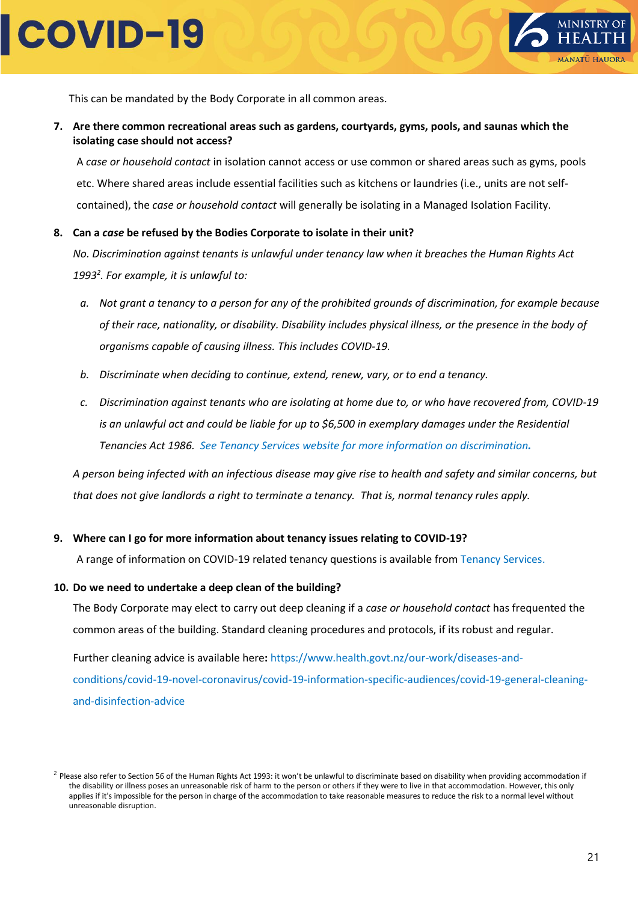This can be mandated by the Body Corporate in all common areas.

**7. Are there common recreational areas such as gardens, courtyards, gyms, pools, and saunas which the isolating case should not access?**

A *case or household contact* in isolation cannot access or use common or shared areas such as gyms, pools etc. Where shared areas include essential facilities such as kitchens or laundries (i.e., units are not self-contained), the *case or household contact* will generally be isolating in a Managed Isolation Facility.

**8. Can a *case* be refused by the Bodies Corporate to isolate in their unit?**

*No. Discrimination against tenants is unlawful under tenancy law when it breaches the Human Rights Act 1993[2]. For example, it is unlawful to:*

a. *Not grant a tenancy to a person for any of the prohibited grounds of discrimination, for example because of their race, nationality, or disability. Disability includes physical illness, or the presence in the body of organisms capable of causing illness. This includes COVID-19.*

b. *Discriminate when deciding to continue, extend, renew, vary, or to end a tenancy.*

c. *Discrimination against tenants who are isolating at home due to, or who have recovered from, COVID-19 is an unlawful act and could be liable for up to $6,500 in exemplary damages under the Residential Tenancies Act 1986. See Tenancy Services website for more information on discrimination.*

*A person being infected with an infectious disease may give rise to health and safety and similar concerns, but that does not give landlords a right to terminate a tenancy. That is, normal tenancy rules apply.*

**9. Where can I go for more information about tenancy issues relating to COVID-19?**

A range of information on COVID-19 related tenancy questions is available from Tenancy Services.

**10. Do we need to undertake a deep clean of the building?**

The Body Corporate may elect to carry out deep cleaning if a *case or household contact* has frequented the common areas of the building. Standard cleaning procedures and protocols, if its robust and regular.

Further cleaning advice is available here**:** https://www.health.govt.nz/our-work/diseases-and-conditions/covid-19-novel-coronavirus/covid-19-information-specific-audiences/covid-19-general-cleaning-and-disinfection-advice

[2] Please also refer to Section 56 of the Human Rights Act 1993: it won't be unlawful to discriminate based on disability when providing accommodation if the disability or illness poses an unreasonable risk of harm to the person or others if they were to live in that accommodation. However, this only applies if it's impossible for the person in charge of the accommodation to take reasonable measures to reduce the risk to a normal level without unreasonable disruption.